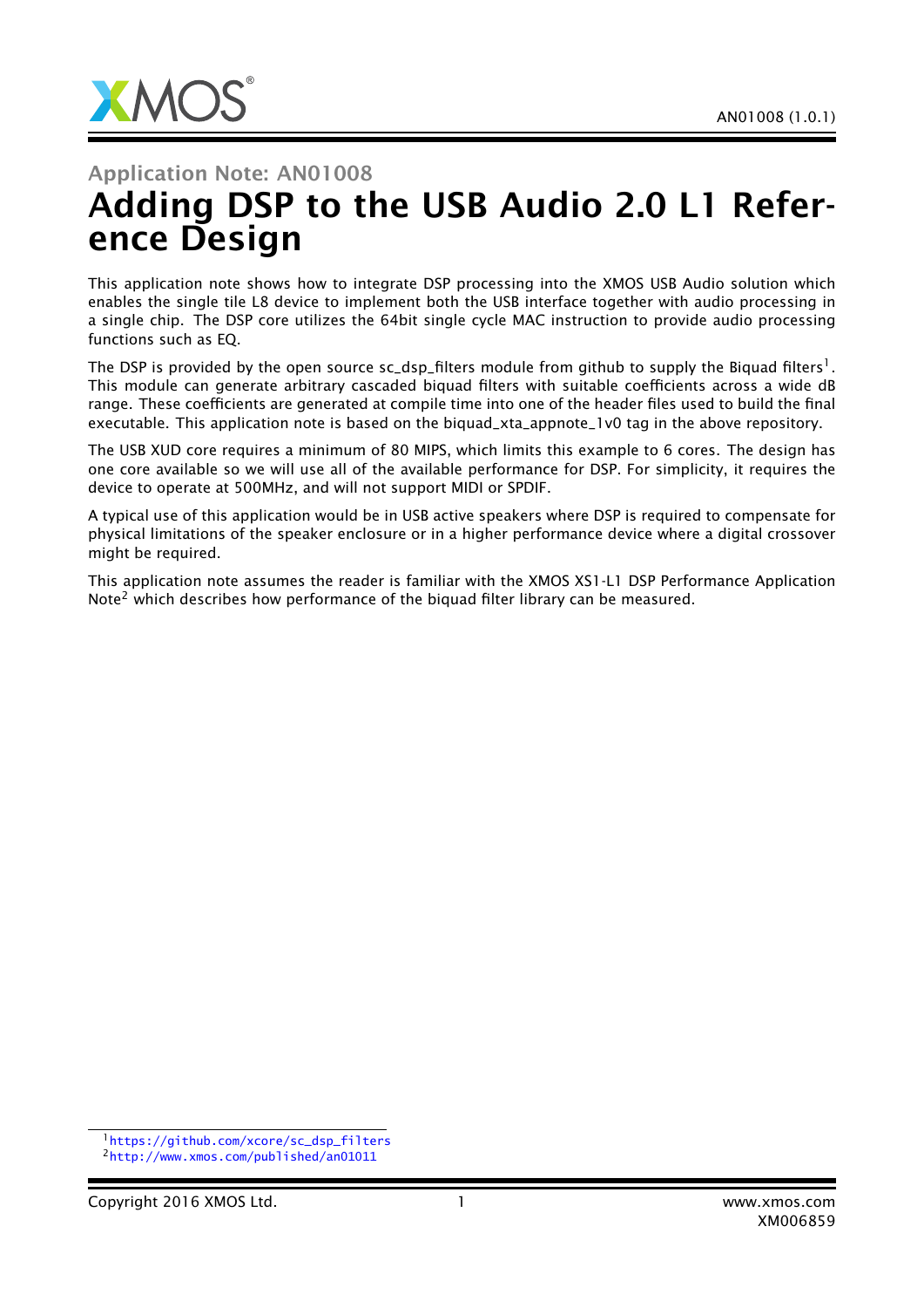Application Note: AN01008

# Adding DSP to the USB Audio 2.0 L1 Reference Design

This application note shows how to integrate DSP processing into the XMOS USB Audio solution which enables the single tile L8 device to implement both the USB interface together with audio processing in a single chip. The DSP core utilizes the 64bit single cycle MAC instruction to provide audio processing functions such as EQ.

The DSP is provided by the open source sc_dsp_filters module from github to supply the Biquad filters[1]. This module can generate arbitrary cascaded biquad filters with suitable coefficients across a wide dB range. These coefficients are generated at compile time into one of the header files used to build the final executable. This application note is based on the biquad_xta_appnote_1v0 tag in the above repository.

The USB XUD core requires a minimum of 80 MIPS, which limits this example to 6 cores. The design has one core available so we will use all of the available performance for DSP. For simplicity, it requires the device to operate at 500MHz, and will not support MIDI or SPDIF.

A typical use of this application would be in USB active speakers where DSP is required to compensate for physical limitations of the speaker enclosure or in a higher performance device where a digital crossover might be required.

This application note assumes the reader is familiar with the XMOS XS1-L1 DSP Performance Application Note[2] which describes how performance of the biquad filter library can be measured.

[1] https://github.com/xcore/sc_dsp_filters

[2] http://www.xmos.com/published/an01011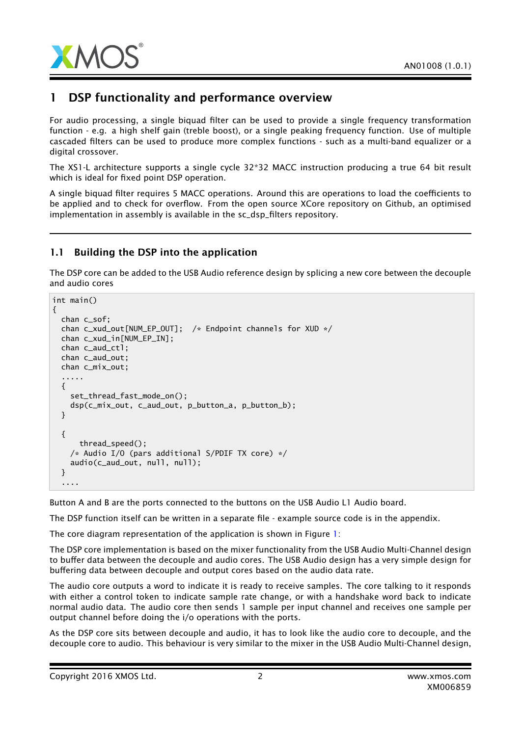# 1 DSP functionality and performance overview

For audio processing, a single biquad filter can be used to provide a single frequency transformation function - e.g. a high shelf gain (treble boost), or a single peaking frequency function. Use of multiple cascaded filters can be used to produce more complex functions - such as a multi-band equalizer or a digital crossover.

The XS1-L architecture supports a single cycle 32*32 MACC instruction producing a true 64 bit result which is ideal for fixed point DSP operation.

A single biquad filter requires 5 MACC operations. Around this are operations to load the coefficients to be applied and to check for overflow. From the open source XCore repository on Github, an optimised implementation in assembly is available in the sc_dsp_filters repository.

## 1.1 Building the DSP into the application

The DSP core can be added to the USB Audio reference design by splicing a new core between the decouple and audio cores

```
int main()
{
  chan c_sof;
  chan c_xud_out[NUM_EP_OUT];  /* Endpoint channels for XUD */
  chan c_xud_in[NUM_EP_IN];
  chan c_aud_ctl;
  chan c_aud_out;
  chan c_mix_out;
  .....
  {
    set_thread_fast_mode_on();
    dsp(c_mix_out, c_aud_out, p_button_a, p_button_b);
  }

  {
      thread_speed();
    /* Audio I/O (pars additional S/PDIF TX core) */
    audio(c_aud_out, null, null);
  }
  ....
```

Button A and B are the ports connected to the buttons on the USB Audio L1 Audio board.

The DSP function itself can be written in a separate file - example source code is in the appendix.

The core diagram representation of the application is shown in Figure 1:

The DSP core implementation is based on the mixer functionality from the USB Audio Multi-Channel design to buffer data between the decouple and audio cores. The USB Audio design has a very simple design for buffering data between decouple and output cores based on the audio data rate.

The audio core outputs a word to indicate it is ready to receive samples. The core talking to it responds with either a control token to indicate sample rate change, or with a handshake word back to indicate normal audio data. The audio core then sends 1 sample per input channel and receives one sample per output channel before doing the i/o operations with the ports.

As the DSP core sits between decouple and audio, it has to look like the audio core to decouple, and the decouple core to audio. This behaviour is very similar to the mixer in the USB Audio Multi-Channel design,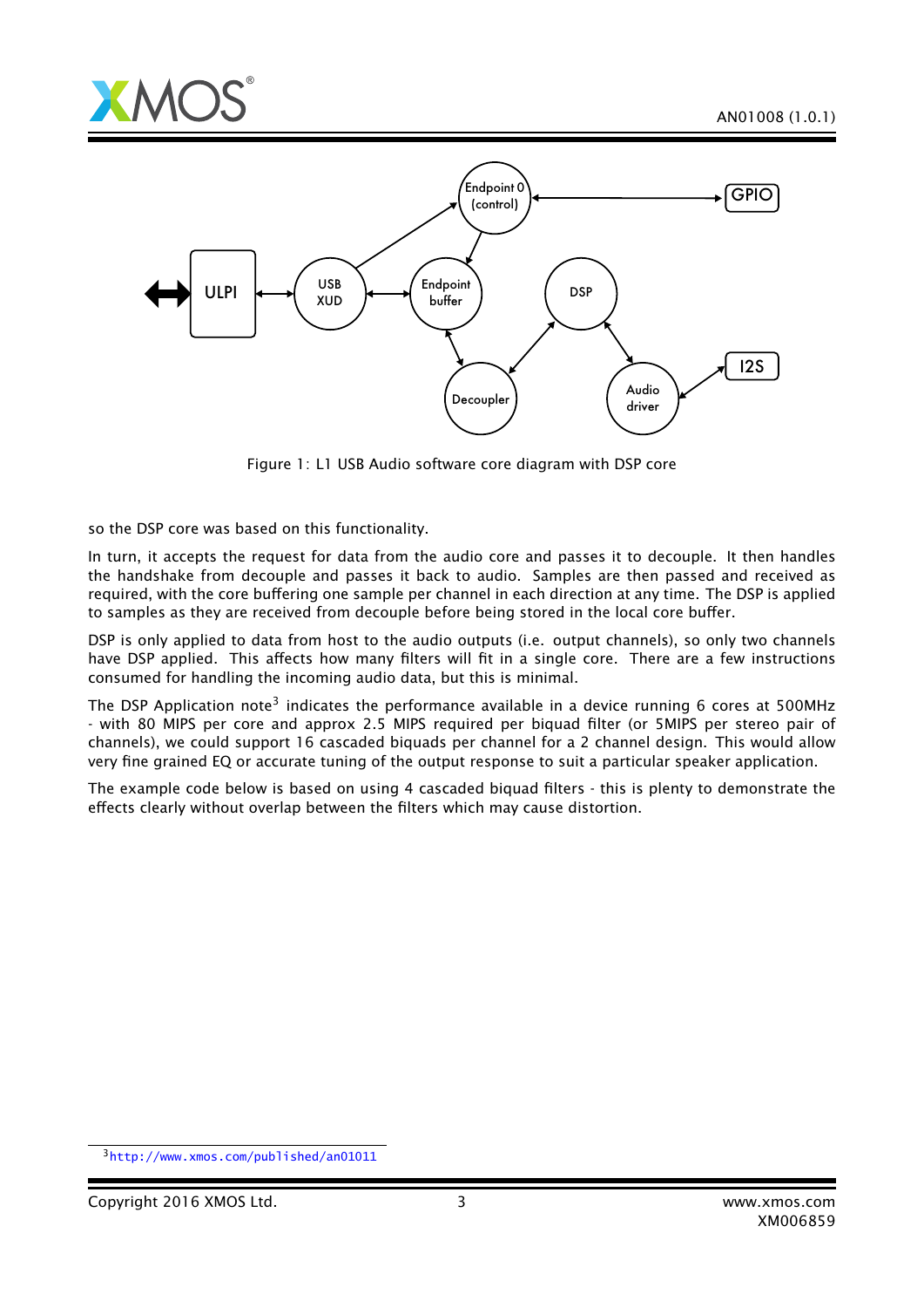Figure 1: L1 USB Audio software core diagram with DSP core

so the DSP core was based on this functionality.

In turn, it accepts the request for data from the audio core and passes it to decouple. It then handles the handshake from decouple and passes it back to audio. Samples are then passed and received as required, with the core buffering one sample per channel in each direction at any time. The DSP is applied to samples as they are received from decouple before being stored in the local core buffer.

DSP is only applied to data from host to the audio outputs (i.e. output channels), so only two channels have DSP applied. This affects how many filters will fit in a single core. There are a few instructions consumed for handling the incoming audio data, but this is minimal.

The DSP Application note[3] indicates the performance available in a device running 6 cores at 500MHz - with 80 MIPS per core and approx 2.5 MIPS required per biquad filter (or 5MIPS per stereo pair of channels), we could support 16 cascaded biquads per channel for a 2 channel design. This would allow very fine grained EQ or accurate tuning of the output response to suit a particular speaker application.

The example code below is based on using 4 cascaded biquad filters - this is plenty to demonstrate the effects clearly without overlap between the filters which may cause distortion.

[3] http://www.xmos.com/published/an01011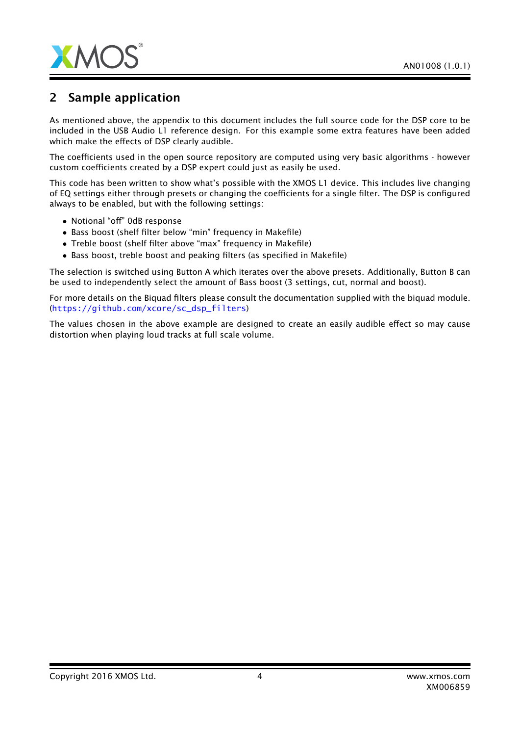## 2 Sample application

As mentioned above, the appendix to this document includes the full source code for the DSP core to be included in the USB Audio L1 reference design. For this example some extra features have been added which make the effects of DSP clearly audible.

The coefficients used in the open source repository are computed using very basic algorithms - however custom coefficients created by a DSP expert could just as easily be used.

This code has been written to show what's possible with the XMOS L1 device. This includes live changing of EQ settings either through presets or changing the coefficients for a single filter. The DSP is configured always to be enabled, but with the following settings:

- Notional "off" 0dB response
- Bass boost (shelf filter below "min" frequency in Makefile)
- Treble boost (shelf filter above "max" frequency in Makefile)
- Bass boost, treble boost and peaking filters (as specified in Makefile)

The selection is switched using Button A which iterates over the above presets. Additionally, Button B can be used to independently select the amount of Bass boost (3 settings, cut, normal and boost).

For more details on the Biquad filters please consult the documentation supplied with the biquad module. (https://github.com/xcore/sc_dsp_filters)

The values chosen in the above example are designed to create an easily audible effect so may cause distortion when playing loud tracks at full scale volume.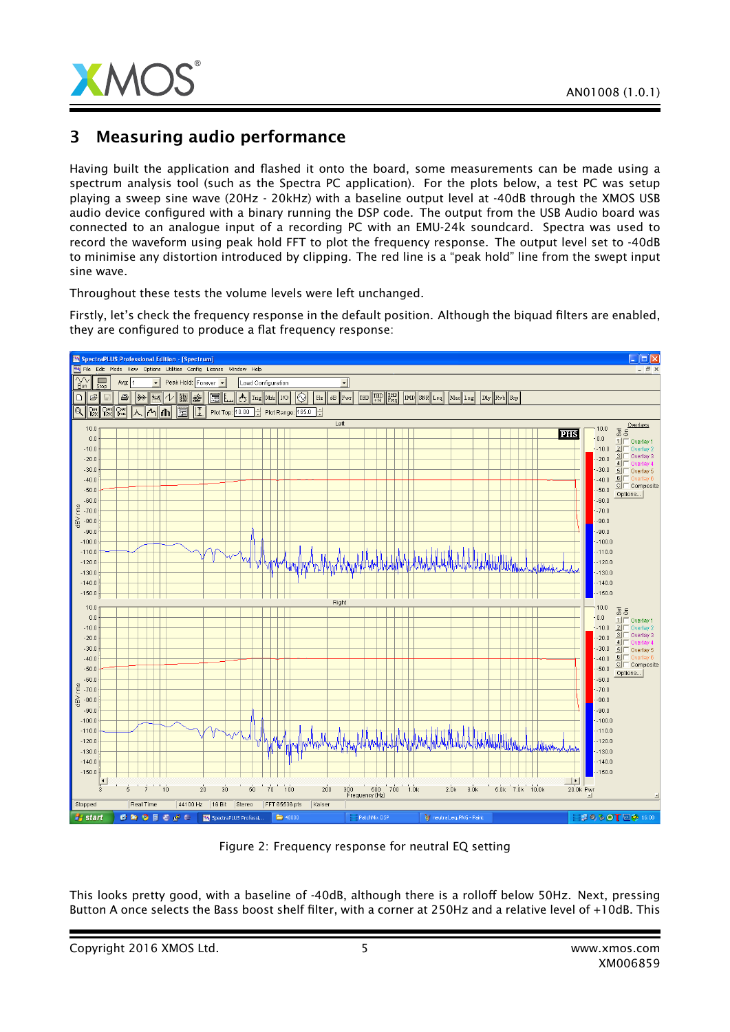## 3 Measuring audio performance

Having built the application and flashed it onto the board, some measurements can be made using a spectrum analysis tool (such as the Spectra PC application). For the plots below, a test PC was setup playing a sweep sine wave (20Hz - 20kHz) with a baseline output level at -40dB through the XMOS USB audio device configured with a binary running the DSP code. The output from the USB Audio board was connected to an analogue input of a recording PC with an EMU-24k soundcard. Spectra was used to record the waveform using peak hold FFT to plot the frequency response. The output level set to -40dB to minimise any distortion introduced by clipping. The red line is a "peak hold" line from the swept input sine wave.

Throughout these tests the volume levels were left unchanged.

Firstly, let's check the frequency response in the default position. Although the biquad filters are enabled, they are configured to produce a flat frequency response:

Figure 2: Frequency response for neutral EQ setting

This looks pretty good, with a baseline of -40dB, although there is a rolloff below 50Hz. Next, pressing Button A once selects the Bass boost shelf filter, with a corner at 250Hz and a relative level of +10dB. This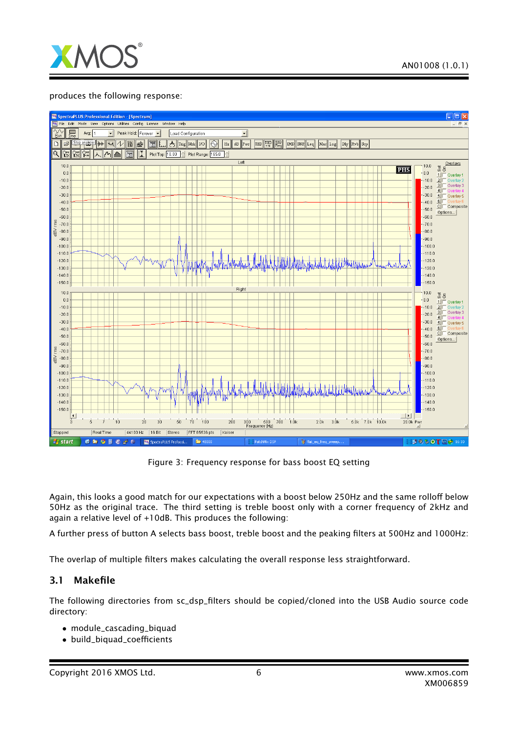produces the following response:

Figure 3: Frequency response for bass boost EQ setting

Again, this looks a good match for our expectations with a boost below 250Hz and the same rolloff below 50Hz as the original trace. The third setting is treble boost only with a corner frequency of 2kHz and again a relative level of +10dB. This produces the following:

A further press of button A selects bass boost, treble boost and the peaking filters at 500Hz and 1000Hz:

The overlap of multiple filters makes calculating the overall response less straightforward.

## 3.1 Makefile

The following directories from sc_dsp_filters should be copied/cloned into the USB Audio source code directory:

- module_cascading_biquad
- build_biquad_coefficients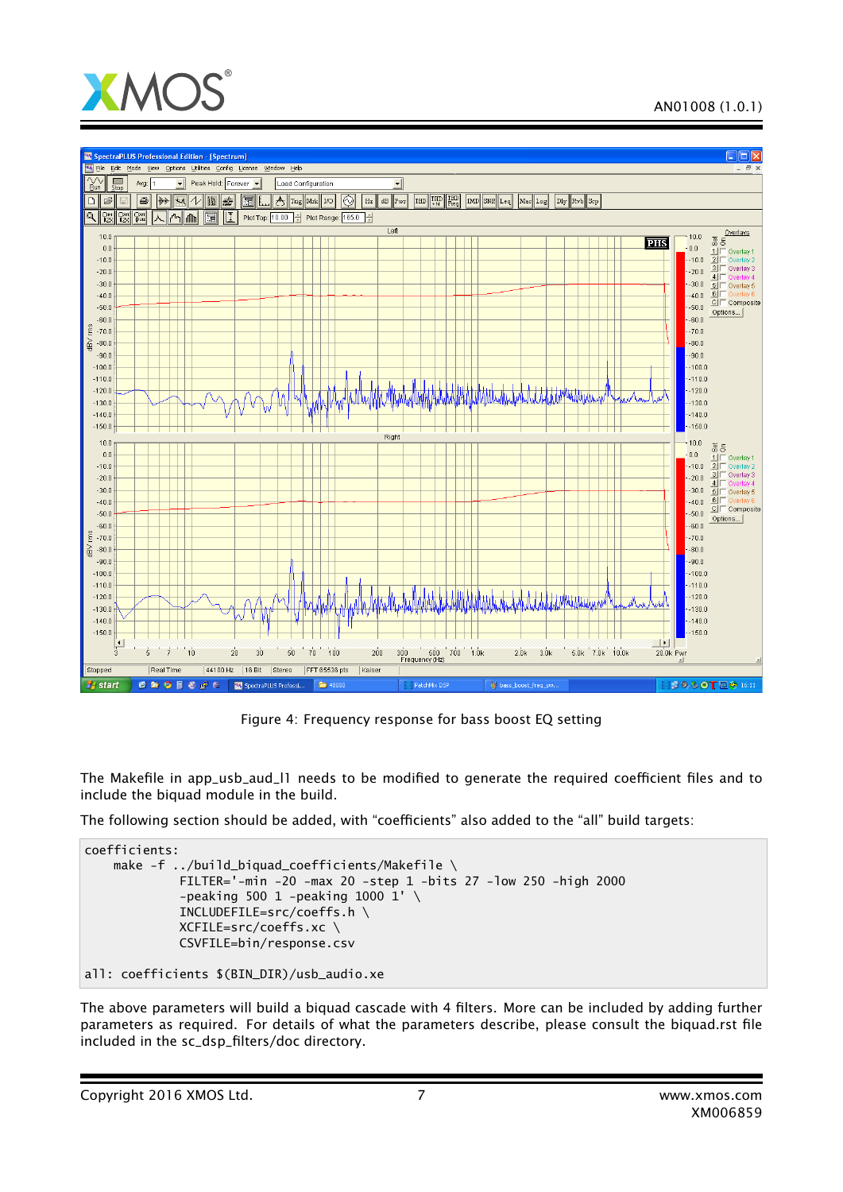Figure 4: Frequency response for bass boost EQ setting

The Makefile in app_usb_aud_l1 needs to be modified to generate the required coefficient files and to include the biquad module in the build.

The following section should be added, with “coefficients” also added to the “all” build targets:

```
coefficients:
    make -f ../build_biquad_coefficients/Makefile \
           FILTER='-min -20 -max 20 -step 1 -bits 27 -low 250 -high 2000
           -peaking 500 1 -peaking 1000 1' \
           INCLUDEFILE=src/coeffs.h \
           XCFILE=src/coeffs.xc \
           CSVFILE=bin/response.csv

all: coefficients $(BIN_DIR)/usb_audio.xe
```

The above parameters will build a biquad cascade with 4 filters. More can be included by adding further parameters as required. For details of what the parameters describe, please consult the biquad.rst file included in the sc_dsp_filters/doc directory.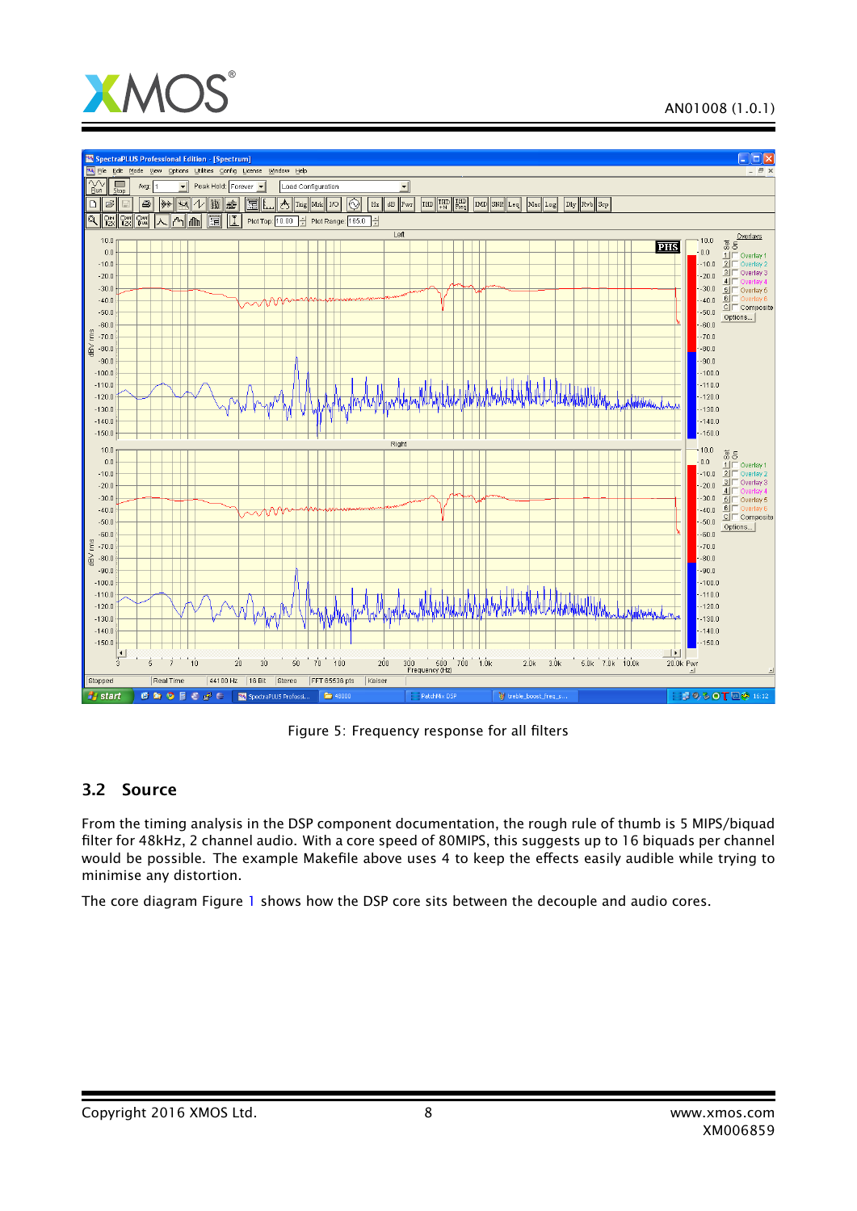Figure 5: Frequency response for all filters

### 3.2 Source

From the timing analysis in the DSP component documentation, the rough rule of thumb is 5 MIPS/biquad filter for 48kHz, 2 channel audio. With a core speed of 80MIPS, this suggests up to 16 biquads per channel would be possible. The example Makefile above uses 4 to keep the effects easily audible while trying to minimise any distortion.

The core diagram Figure 1 shows how the DSP core sits between the decouple and audio cores.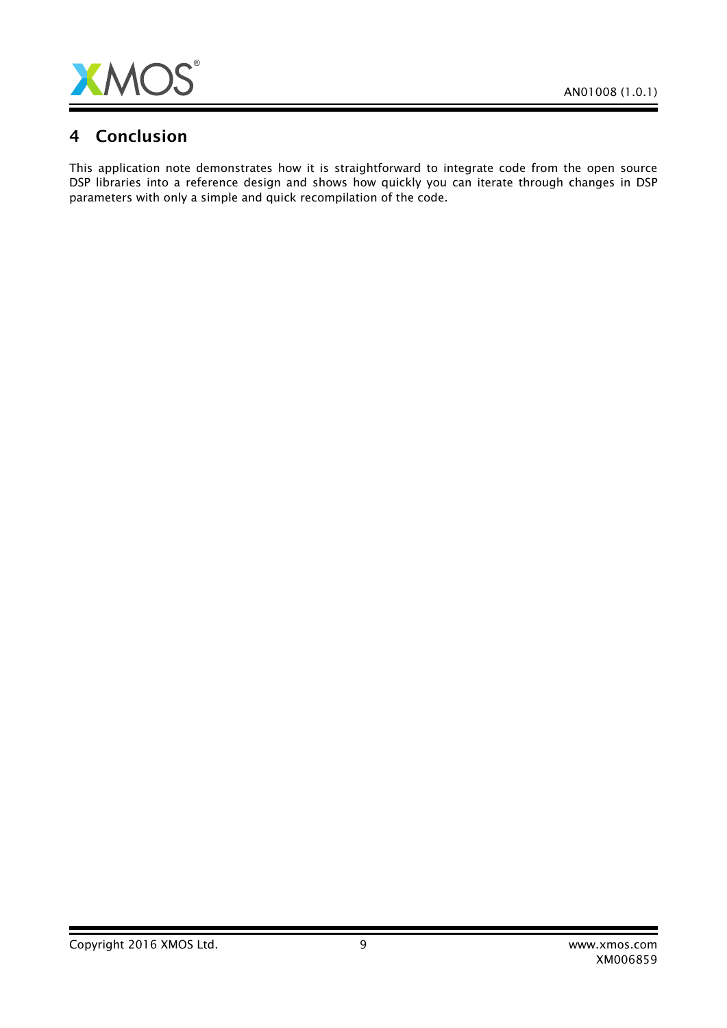# 4 Conclusion

This application note demonstrates how it is straightforward to integrate code from the open source DSP libraries into a reference design and shows how quickly you can iterate through changes in DSP parameters with only a simple and quick recompilation of the code.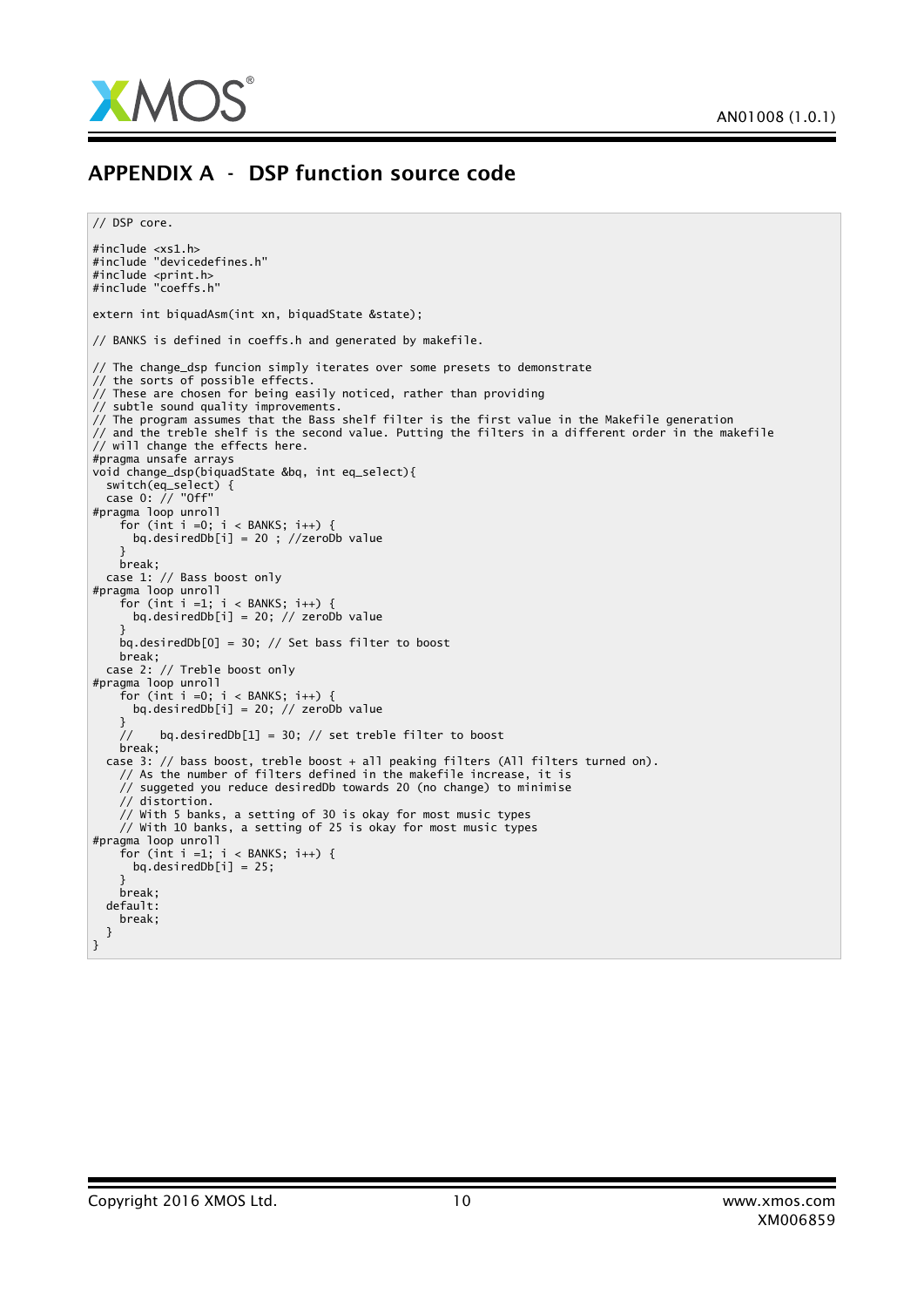## APPENDIX A - DSP function source code

```
// DSP core.

#include <xs1.h>
#include "devicedefines.h"
#include <print.h>
#include "coeffs.h"

extern int biquadAsm(int xn, biquadState &state);

// BANKS is defined in coeffs.h and generated by makefile.

// The change_dsp funcion simply iterates over some presets to demonstrate
// the sorts of possible effects.
// These are chosen for being easily noticed, rather than providing
// subtle sound quality improvements.
// The program assumes that the Bass shelf filter is the first value in the Makefile generation
// and the treble shelf is the second value. Putting the filters in a different order in the makefile
// will change the effects here.
#pragma unsafe arrays
void change_dsp(biquadState &bq, int eq_select){
  switch(eq_select) {
  case 0: // "Off"
#pragma loop unroll
     for (int i =0; i < BANKS; i++) {
       bq.desiredDb[i] = 20 ; //zeroDb value
     }
     break;
  case 1: // Bass boost only
#pragma loop unroll
     for (int i =1; i < BANKS; i++) {
       bq.desiredDb[i] = 20; // zeroDb value
     }
     bq.desiredDb[0] = 30; // Set bass filter to boost
     break;
  case 2: // Treble boost only
#pragma loop unroll
     for (int i =0; i < BANKS; i++) {
       bq.desiredDb[i] = 20; // zeroDb value
     }
     //    bq.desiredDb[1] = 30; // set treble filter to boost
     break;
  case 3: // bass boost, treble boost + all peaking filters (All filters turned on).
     // As the number of filters defined in the makefile increase, it is
     // suggeted you reduce desiredDb towards 20 (no change) to minimise
     // distortion.
     // With 5 banks, a setting of 30 is okay for most music types
     // With 10 banks, a setting of 25 is okay for most music types
#pragma loop unroll
     for (int i =1; i < BANKS; i++) {
       bq.desiredDb[i] = 25;
     }
     break;
  default:
     break;
  }
}
```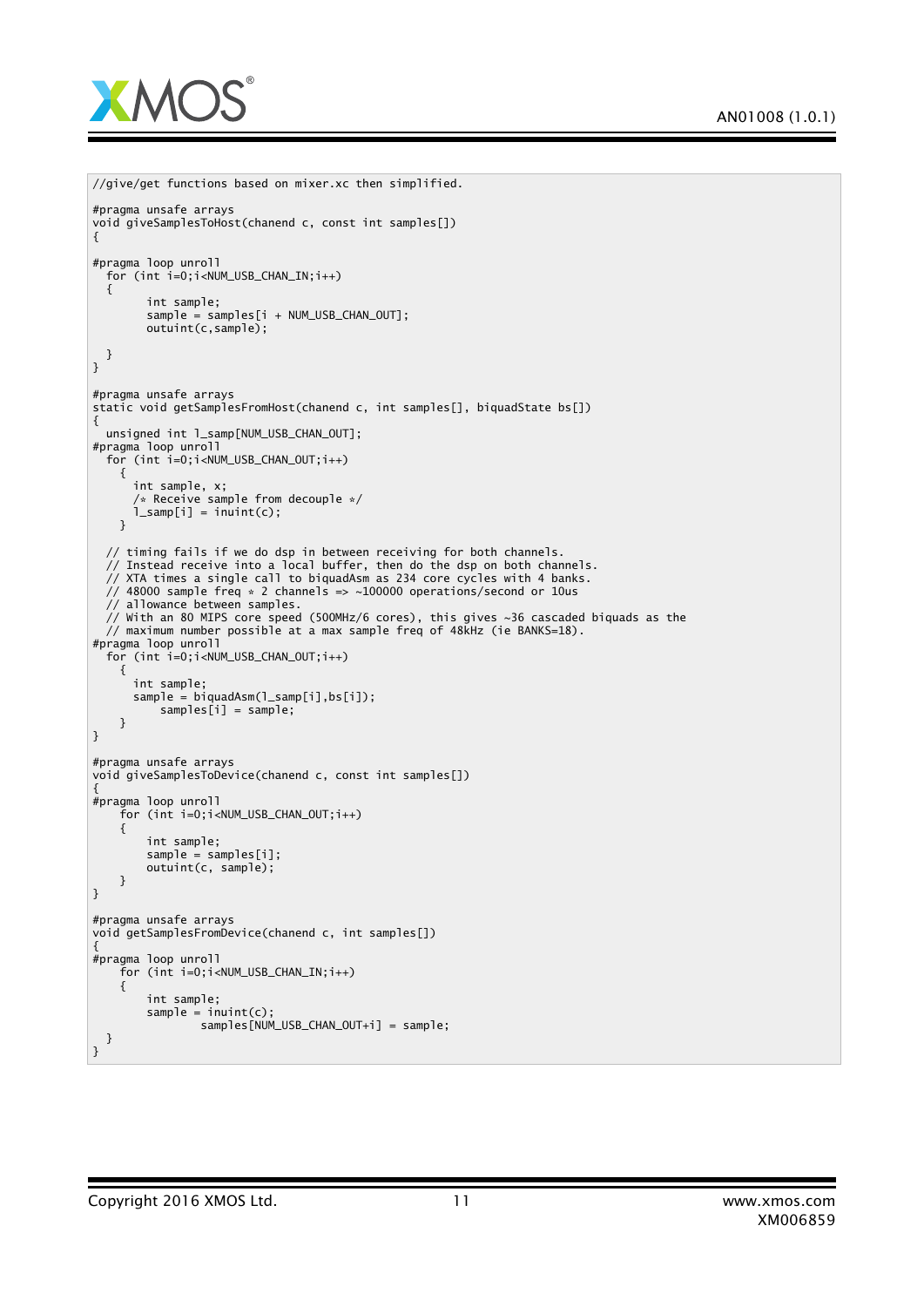```
//give/get functions based on mixer.xc then simplified.

#pragma unsafe arrays
void giveSamplesToHost(chanend c, const int samples[])
{

#pragma loop unroll
  for (int i=0;i<NUM_USB_CHAN_IN;i++)
  {
        int sample;
        sample = samples[i + NUM_USB_CHAN_OUT];
        outuint(c,sample);

  }
}

#pragma unsafe arrays
static void getSamplesFromHost(chanend c, int samples[], biquadState bs[])
{
  unsigned int l_samp[NUM_USB_CHAN_OUT];
#pragma loop unroll
  for (int i=0;i<NUM_USB_CHAN_OUT;i++)
    {
      int sample, x;
      /* Receive sample from decouple */
      l_samp[i] = inuint(c);
    }

  // timing fails if we do dsp in between receiving for both channels.
  // Instead receive into a local buffer, then do the dsp on both channels.
  // XTA times a single call to biquadAsm as 234 core cycles with 4 banks.
  // 48000 sample freq * 2 channels => ~100000 operations/second or 10us
  // allowance between samples.
  // With an 80 MIPS core speed (500MHz/6 cores), this gives ~36 cascaded biquads as the
  // maximum number possible at a max sample freq of 48kHz (ie BANKS=18).
#pragma loop unroll
  for (int i=0;i<NUM_USB_CHAN_OUT;i++)
    {
      int sample;
      sample = biquadAsm(l_samp[i],bs[i]);
          samples[i] = sample;
    }
}

#pragma unsafe arrays
void giveSamplesToDevice(chanend c, const int samples[])
{
#pragma loop unroll
    for (int i=0;i<NUM_USB_CHAN_OUT;i++)
    {
        int sample;
        sample = samples[i];
        outuint(c, sample);
    }
}

#pragma unsafe arrays
void getSamplesFromDevice(chanend c, int samples[])
{
#pragma loop unroll
    for (int i=0;i<NUM_USB_CHAN_IN;i++)
    {
        int sample;
        sample = inuint(c);
                samples[NUM_USB_CHAN_OUT+i] = sample;
  }
}
```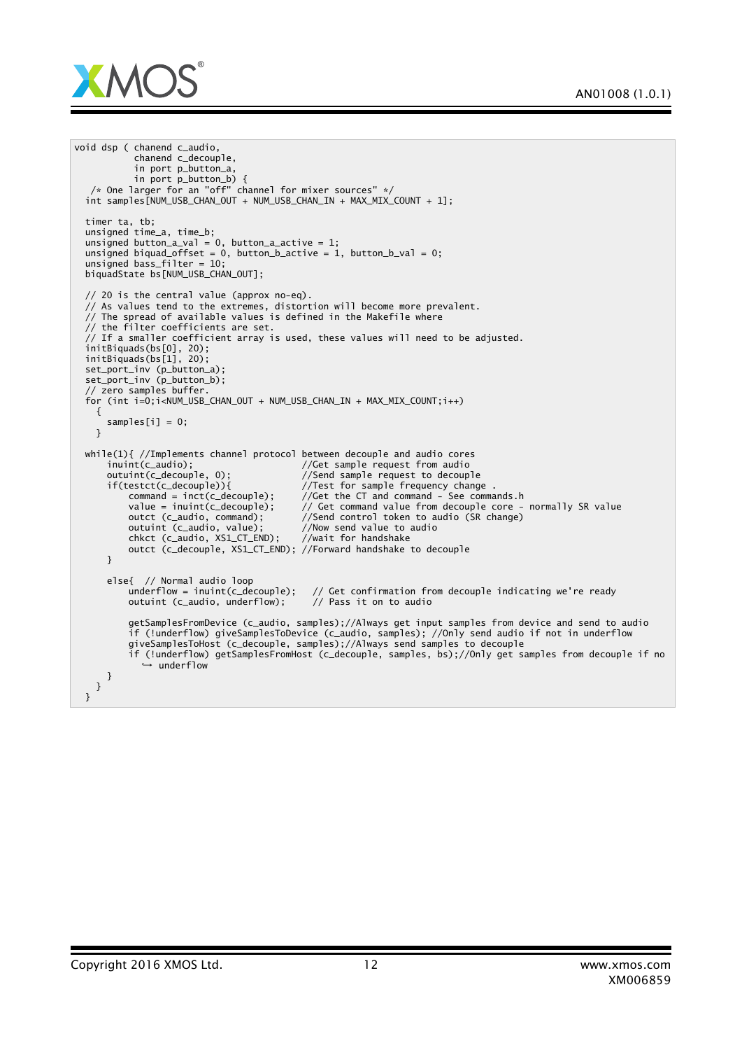```
void dsp ( chanend c_audio,
           chanend c_decouple,
           in port p_button_a,
           in port p_button_b) {
   /* One larger for an "off" channel for mixer sources" */
  int samples[NUM_USB_CHAN_OUT + NUM_USB_CHAN_IN + MAX_MIX_COUNT + 1];

  timer ta, tb;
  unsigned time_a, time_b;
  unsigned button_a_val = 0, button_a_active = 1;
  unsigned biquad_offset = 0, button_b_active = 1, button_b_val = 0;
  unsigned bass_filter = 10;
  biquadState bs[NUM_USB_CHAN_OUT];

  // 20 is the central value (approx no-eq).
  // As values tend to the extremes, distortion will become more prevalent.
  // The spread of available values is defined in the Makefile where
  // the filter coefficients are set.
  // If a smaller coefficient array is used, these values will need to be adjusted.
  initBiquads(bs[0], 20);
  initBiquads(bs[1], 20);
  set_port_inv (p_button_a);
  set_port_inv (p_button_b);
  // zero samples buffer.
  for (int i=0;i<NUM_USB_CHAN_OUT + NUM_USB_CHAN_IN + MAX_MIX_COUNT;i++)
    {
      samples[i] = 0;
    }

  while(1){ //Implements channel protocol between decouple and audio cores
      inuint(c_audio);                    //Get sample request from audio
      outuint(c_decouple, 0);             //Send sample request to decouple
      if(testct(c_decouple)){             //Test for sample frequency change .
          command = inct(c_decouple);     //Get the CT and command - See commands.h
          value = inuint(c_decouple);     // Get command value from decouple core - normally SR value
          outct (c_audio, command);       //Send control token to audio (SR change)
          outuint (c_audio, value);       //Now send value to audio
          chkct (c_audio, XS1_CT_END);    //wait for handshake
          outct (c_decouple, XS1_CT_END); //Forward handshake to decouple
      }

      else{  // Normal audio loop
          underflow = inuint(c_decouple);   // Get confirmation from decouple indicating we're ready
          outuint (c_audio, underflow);     // Pass it on to audio

          getSamplesFromDevice (c_audio, samples);//Always get input samples from device and send to audio
          if (!underflow) giveSamplesToDevice (c_audio, samples); //Only send audio if not in underflow
          giveSamplesToHost (c_decouple, samples);//Always send samples to decouple
          if (!underflow) getSamplesFromHost (c_decouple, samples, bs);//Only get samples from decouple if no
            ↪ underflow
      }
    }
  }
```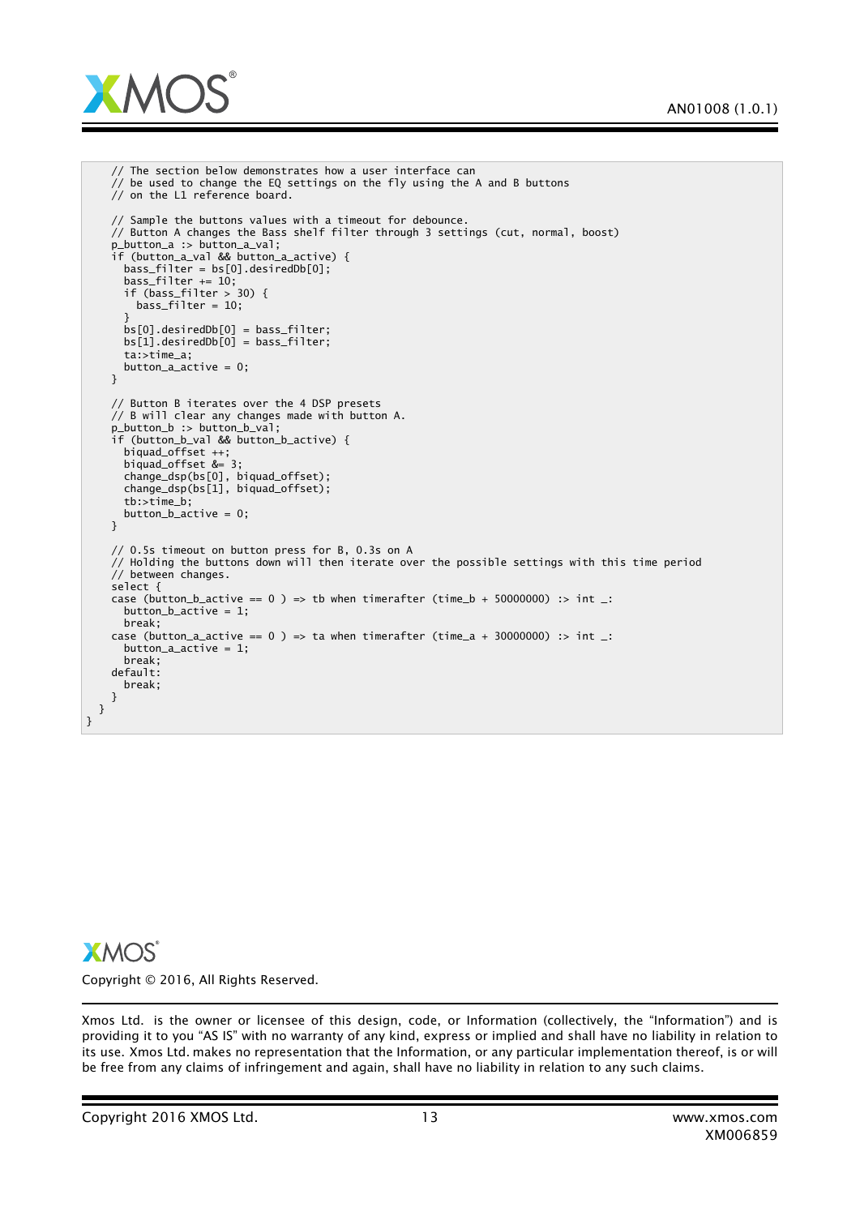```
    // The section below demonstrates how a user interface can
    // be used to change the EQ settings on the fly using the A and B buttons
    // on the L1 reference board.

    // Sample the buttons values with a timeout for debounce.
    // Button A changes the Bass shelf filter through 3 settings (cut, normal, boost)
    p_button_a :> button_a_val;
    if (button_a_val && button_a_active) {
      bass_filter = bs[0].desiredDb[0];
      bass_filter += 10;
      if (bass_filter > 30) {
        bass_filter = 10;
      }
      bs[0].desiredDb[0] = bass_filter;
      bs[1].desiredDb[0] = bass_filter;
      ta:>time_a;
      button_a_active = 0;
    }

    // Button B iterates over the 4 DSP presets
    // B will clear any changes made with button A.
    p_button_b :> button_b_val;
    if (button_b_val && button_b_active) {
      biquad_offset ++;
      biquad_offset &= 3;
      change_dsp(bs[0], biquad_offset);
      change_dsp(bs[1], biquad_offset);
      tb:>time_b;
      button_b_active = 0;
    }

    // 0.5s timeout on button press for B, 0.3s on A
    // Holding the buttons down will then iterate over the possible settings with this time period
    // between changes.
    select {
    case (button_b_active == 0 ) => tb when timerafter (time_b + 50000000) :> int _:
      button_b_active = 1;
      break;
    case (button_a_active == 0 ) => ta when timerafter (time_a + 30000000) :> int _:
      button_a_active = 1;
      break;
    default:
      break;
    }
  }
}
```

Copyright © 2016, All Rights Reserved.

Xmos Ltd. is the owner or licensee of this design, code, or Information (collectively, the "Information") and is providing it to you "AS IS" with no warranty of any kind, express or implied and shall have no liability in relation to its use. Xmos Ltd. makes no representation that the Information, or any particular implementation thereof, is or will be free from any claims of infringement and again, shall have no liability in relation to any such claims.